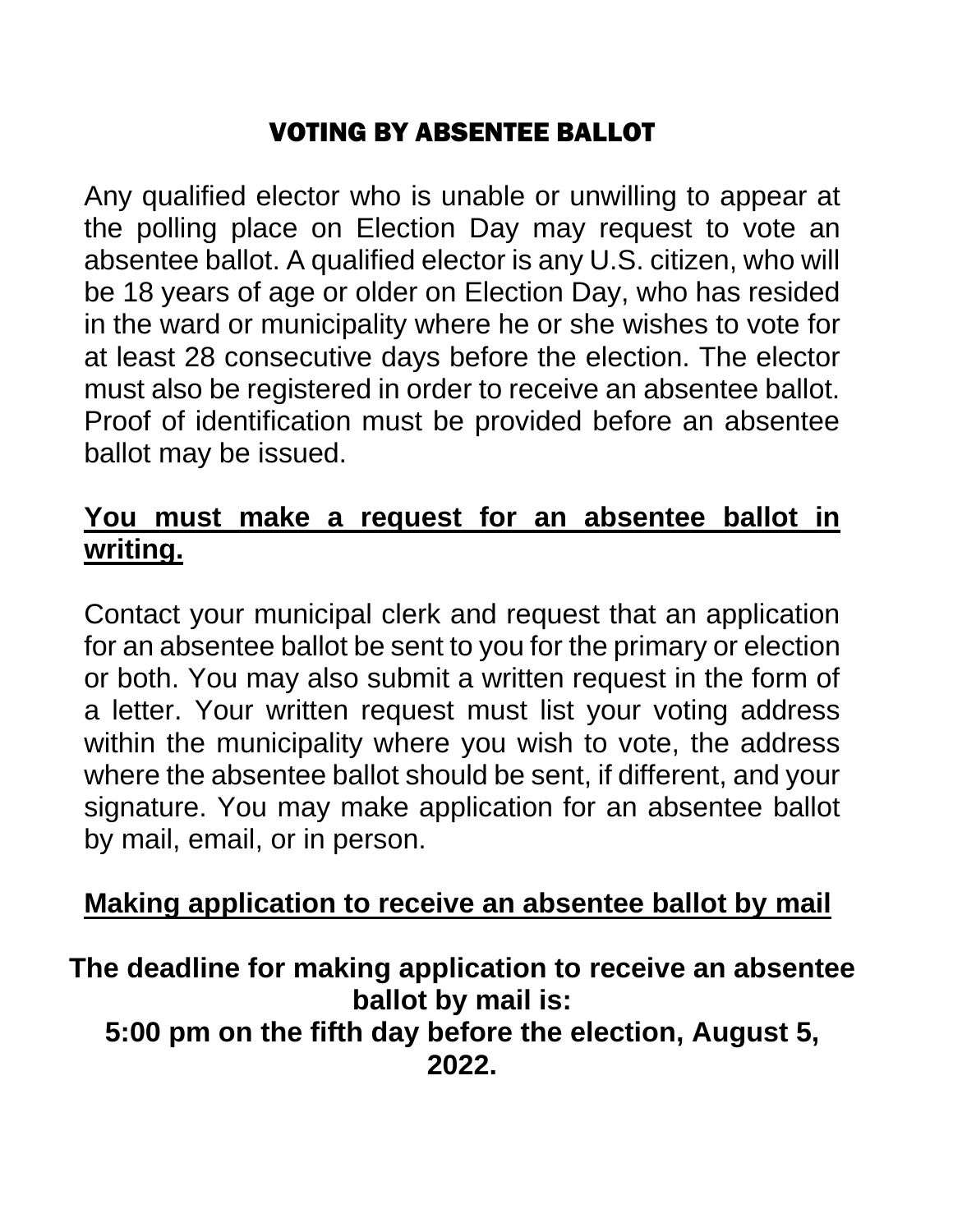# VOTING BY ABSENTEE BALLOT

Any qualified elector who is unable or unwilling to appear at the polling place on Election Day may request to vote an absentee ballot. A qualified elector is any U.S. citizen, who will be 18 years of age or older on Election Day, who has resided in the ward or municipality where he or she wishes to vote for at least 28 consecutive days before the election. The elector must also be registered in order to receive an absentee ballot. Proof of identification must be provided before an absentee ballot may be issued.

## <u>You must make a request for an absentee ballot in writing.</u>

Contact your municipal clerk and request that an application for an absentee ballot be sent to you for the primary or election or both. You may also submit a written request in the form of a letter. Your written request must list your voting address within the municipality where you wish to vote, the address where the absentee ballot should be sent, if different, and your signature. You may make application for an absentee ballot by mail, email, or in person.

## <u>Making application to receive an absentee ballot by mail</u>

**The deadline for making application to receive an absentee ballot by mail is:**
**5:00 pm on the fifth day before the election, August 5, 2022.**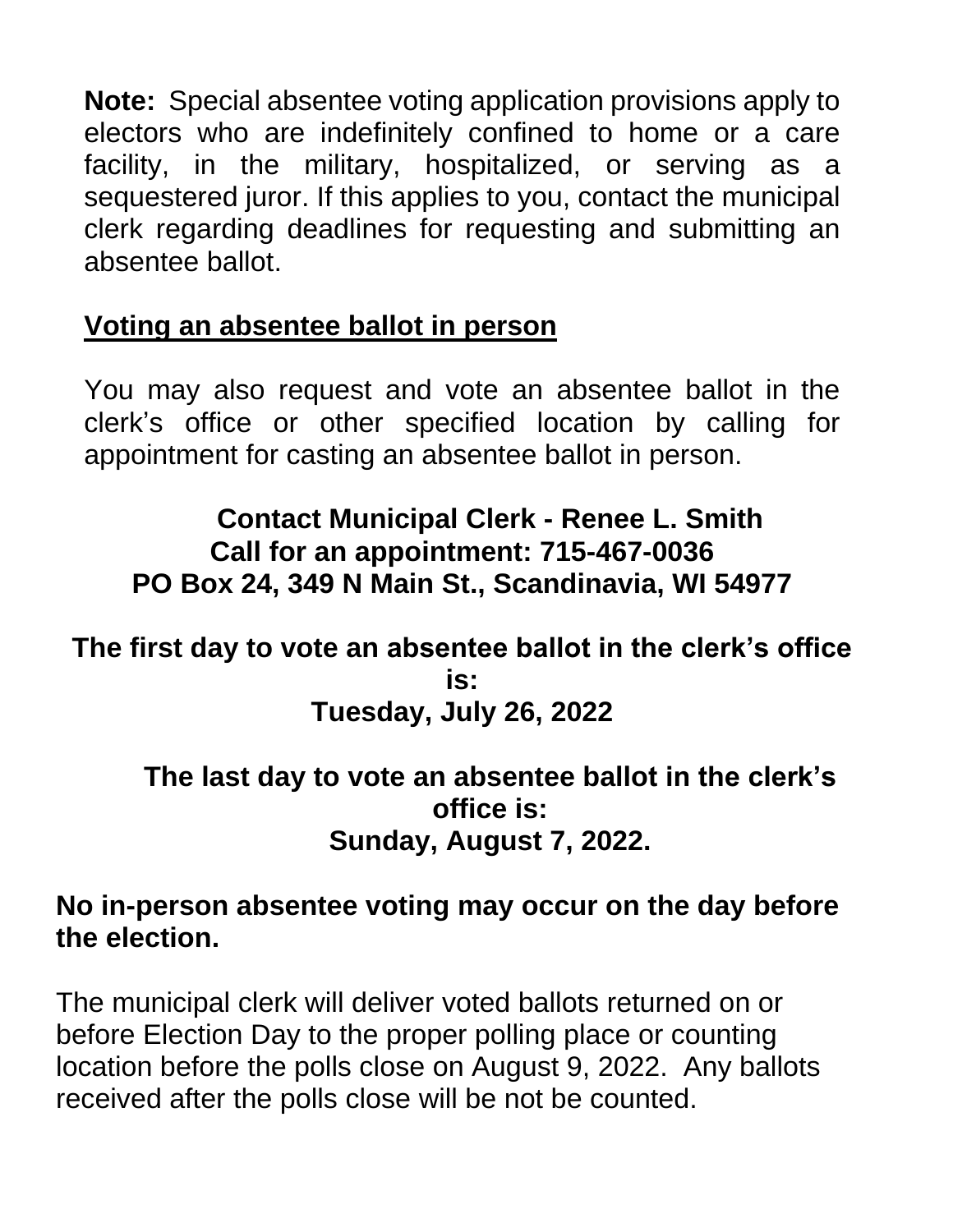**Note:** Special absentee voting application provisions apply to electors who are indefinitely confined to home or a care facility, in the military, hospitalized, or serving as a sequestered juror. If this applies to you, contact the municipal clerk regarding deadlines for requesting and submitting an absentee ballot.

## Voting an absentee ballot in person

You may also request and vote an absentee ballot in the clerk's office or other specified location by calling for appointment for casting an absentee ballot in person.

**Contact Municipal Clerk - Renee L. Smith**
**Call for an appointment: 715-467-0036**
**PO Box 24, 349 N Main St., Scandinavia, WI 54977**

**The first day to vote an absentee ballot in the clerk's office is:**
**Tuesday, July 26, 2022**

**The last day to vote an absentee ballot in the clerk's office is:**
**Sunday, August 7, 2022.**

**No in-person absentee voting may occur on the day before the election.**

The municipal clerk will deliver voted ballots returned on or before Election Day to the proper polling place or counting location before the polls close on August 9, 2022. Any ballots received after the polls close will be not be counted.